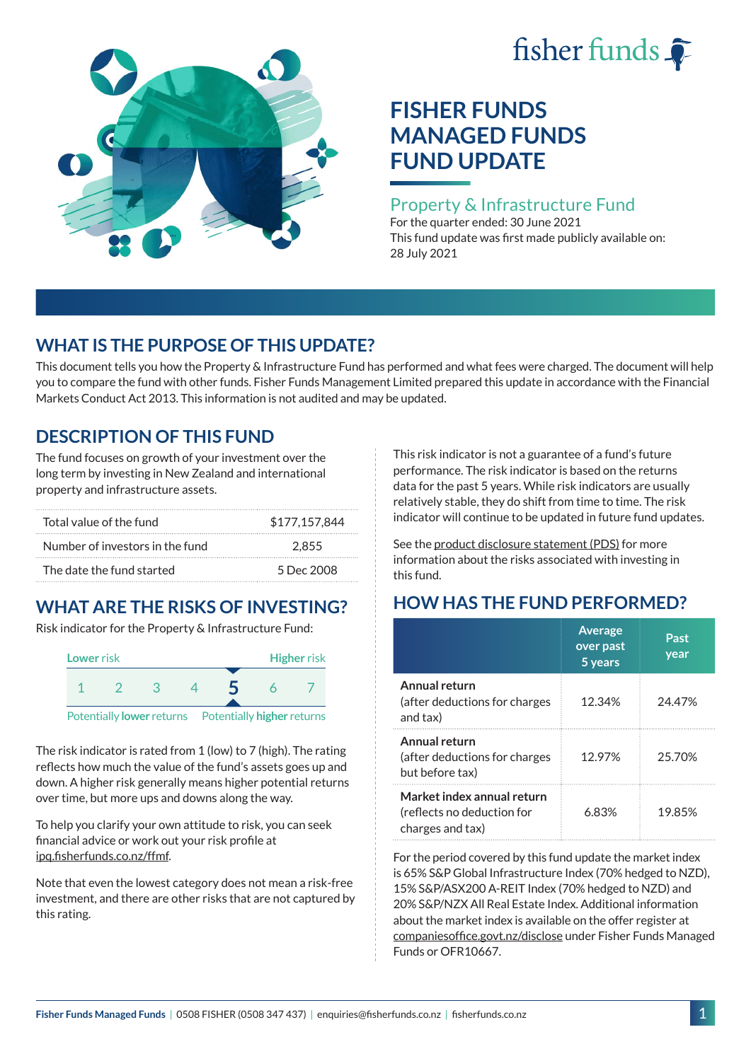fisher funds

# FISHER FUNDS MANAGED FUNDS FUND UPDATE

## Property & Infrastructure Fund

For the quarter ended: 30 June 2021

This fund update was first made publicly available on: 28 July 2021

## WHAT IS THE PURPOSE OF THIS UPDATE?

This document tells you how the Property & Infrastructure Fund has performed and what fees were charged. The document will help you to compare the fund with other funds. Fisher Funds Management Limited prepared this update in accordance with the Financial Markets Conduct Act 2013. This information is not audited and may be updated.

## DESCRIPTION OF THIS FUND

The fund focuses on growth of your investment over the long term by investing in New Zealand and international property and infrastructure assets.

| | |
|---|---|
| Total value of the fund | $177,157,844 |
| Number of investors in the fund | 2,855 |
| The date the fund started | 5 Dec 2008 |

## WHAT ARE THE RISKS OF INVESTING?

Risk indicator for the Property & Infrastructure Fund:

| Lower risk | | | | | | Higher risk |
|---|---|---|---|---|---|---|
| 1 | 2 | 3 | 4 | **5** | 6 | 7 |

Potentially lower returns — Potentially higher returns

The risk indicator is rated from 1 (low) to 7 (high). The rating reflects how much the value of the fund's assets goes up and down. A higher risk generally means higher potential returns over time, but more ups and downs along the way.

To help you clarify your own attitude to risk, you can seek financial advice or work out your risk profile at ipq.fisherfunds.co.nz/ffmf.

Note that even the lowest category does not mean a risk-free investment, and there are other risks that are not captured by this rating.

This risk indicator is not a guarantee of a fund's future performance. The risk indicator is based on the returns data for the past 5 years. While risk indicators are usually relatively stable, they do shift from time to time. The risk indicator will continue to be updated in future fund updates.

See the product disclosure statement (PDS) for more information about the risks associated with investing in this fund.

## HOW HAS THE FUND PERFORMED?

| | Average over past 5 years | Past year |
|---|---|---|
| **Annual return** (after deductions for charges and tax) | 12.34% | 24.47% |
| **Annual return** (after deductions for charges but before tax) | 12.97% | 25.70% |
| **Market index annual return** (reflects no deduction for charges and tax) | 6.83% | 19.85% |

For the period covered by this fund update the market index is 65% S&P Global Infrastructure Index (70% hedged to NZD), 15% S&P/ASX200 A-REIT Index (70% hedged to NZD) and 20% S&P/NZX All Real Estate Index. Additional information about the market index is available on the offer register at companiesoffice.govt.nz/disclose under Fisher Funds Managed Funds or OFR10667.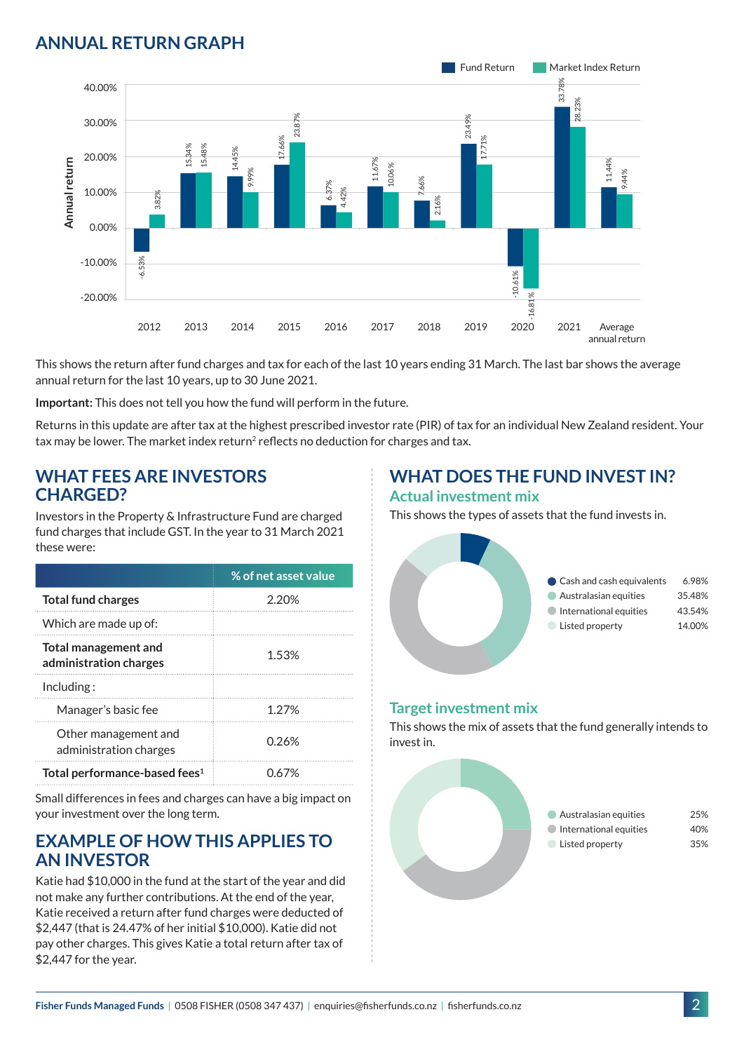## ANNUAL RETURN GRAPH

| Year | Fund Return | Market Index Return |
|---|---|---|
| 2012 | -6.53% | 3.82% |
| 2013 | 15.34% | 15.48% |
| 2014 | 14.45% | 9.99% |
| 2015 | 17.66% | 23.87% |
| 2016 | 6.37% | 4.42% |
| 2017 | 11.67% | 10.06% |
| 2018 | 7.66% | 2.16% |
| 2019 | 23.49% | 17.71% |
| 2020 | -10.61% | -16.81% |
| 2021 | 33.78% | 28.23% |
| Average annual return | 11.44% | 9.44% |

This shows the return after fund charges and tax for each of the last 10 years ending 31 March. The last bar shows the average annual return for the last 10 years, up to 30 June 2021.

**Important:** This does not tell you how the fund will perform in the future.

Returns in this update are after tax at the highest prescribed investor rate (PIR) of tax for an individual New Zealand resident. Your tax may be lower. The market index return[2] reflects no deduction for charges and tax.

## WHAT FEES ARE INVESTORS CHARGED?

Investors in the Property & Infrastructure Fund are charged fund charges that include GST. In the year to 31 March 2021 these were:

| | % of net asset value |
|---|---|
| **Total fund charges** | 2.20% |
| Which are made up of: | |
| **Total management and administration charges** | 1.53% |
| Including: | |
| Manager's basic fee | 1.27% |
| Other management and administration charges | 0.26% |
| **Total performance-based fees[1]** | 0.67% |

Small differences in fees and charges can have a big impact on your investment over the long term.

## EXAMPLE OF HOW THIS APPLIES TO AN INVESTOR

Katie had $10,000 in the fund at the start of the year and did not make any further contributions. At the end of the year, Katie received a return after fund charges were deducted of $2,447 (that is 24.47% of her initial $10,000). Katie did not pay other charges. This gives Katie a total return after tax of $2,447 for the year.

## WHAT DOES THE FUND INVEST IN?

### Actual investment mix

This shows the types of assets that the fund invests in.

| Asset | % |
|---|---|
| Cash and cash equivalents | 6.98% |
| Australasian equities | 35.48% |
| International equities | 43.54% |
| Listed property | 14.00% |

### Target investment mix

This shows the mix of assets that the fund generally intends to invest in.

| Asset | % |
|---|---|
| Australasian equities | 25% |
| International equities | 40% |
| Listed property | 35% |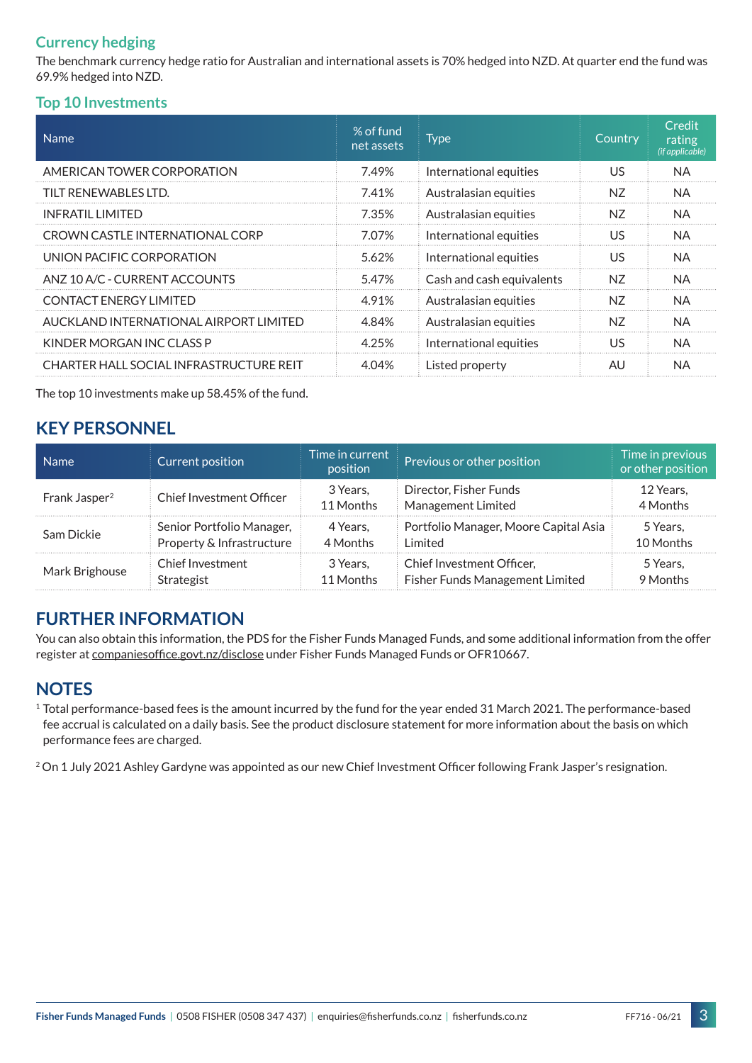## Currency hedging

The benchmark currency hedge ratio for Australian and international assets is 70% hedged into NZD. At quarter end the fund was 69.9% hedged into NZD.

## Top 10 Investments

| Name | % of fund net assets | Type | Country | Credit rating *(if applicable)* |
|---|---|---|---|---|
| AMERICAN TOWER CORPORATION | 7.49% | International equities | US | NA |
| TILT RENEWABLES LTD. | 7.41% | Australasian equities | NZ | NA |
| INFRATIL LIMITED | 7.35% | Australasian equities | NZ | NA |
| CROWN CASTLE INTERNATIONAL CORP | 7.07% | International equities | US | NA |
| UNION PACIFIC CORPORATION | 5.62% | International equities | US | NA |
| ANZ 10 A/C - CURRENT ACCOUNTS | 5.47% | Cash and cash equivalents | NZ | NA |
| CONTACT ENERGY LIMITED | 4.91% | Australasian equities | NZ | NA |
| AUCKLAND INTERNATIONAL AIRPORT LIMITED | 4.84% | Australasian equities | NZ | NA |
| KINDER MORGAN INC CLASS P | 4.25% | International equities | US | NA |
| CHARTER HALL SOCIAL INFRASTRUCTURE REIT | 4.04% | Listed property | AU | NA |

The top 10 investments make up 58.45% of the fund.

## KEY PERSONNEL

| Name | Current position | Time in current position | Previous or other position | Time in previous or other position |
|---|---|---|---|---|
| Frank Jasper[2] | Chief Investment Officer | 3 Years, 11 Months | Director, Fisher Funds Management Limited | 12 Years, 4 Months |
| Sam Dickie | Senior Portfolio Manager, Property & Infrastructure | 4 Years, 4 Months | Portfolio Manager, Moore Capital Asia Limited | 5 Years, 10 Months |
| Mark Brighouse | Chief Investment Strategist | 3 Years, 11 Months | Chief Investment Officer, Fisher Funds Management Limited | 5 Years, 9 Months |

## FURTHER INFORMATION

You can also obtain this information, the PDS for the Fisher Funds Managed Funds, and some additional information from the offer register at companiesoffice.govt.nz/disclose under Fisher Funds Managed Funds or OFR10667.

## NOTES

[1] Total performance-based fees is the amount incurred by the fund for the year ended 31 March 2021. The performance-based fee accrual is calculated on a daily basis. See the product disclosure statement for more information about the basis on which performance fees are charged.

[2] On 1 July 2021 Ashley Gardyne was appointed as our new Chief Investment Officer following Frank Jasper's resignation.

**Fisher Funds Managed Funds** | 0508 FISHER (0508 347 437) | enquiries@fisherfunds.co.nz | fisherfunds.co.nz    FF716 - 06/21